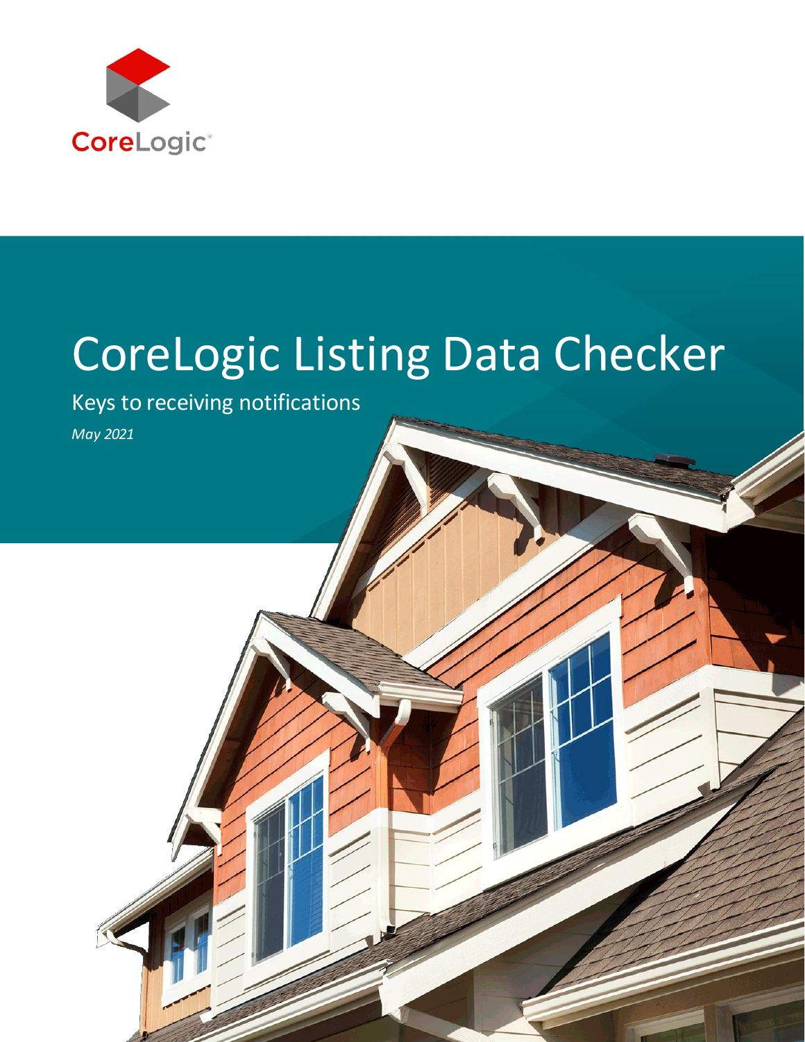CoreLogic®

# CoreLogic Listing Data Checker

## Keys to receiving notifications

*May 2021*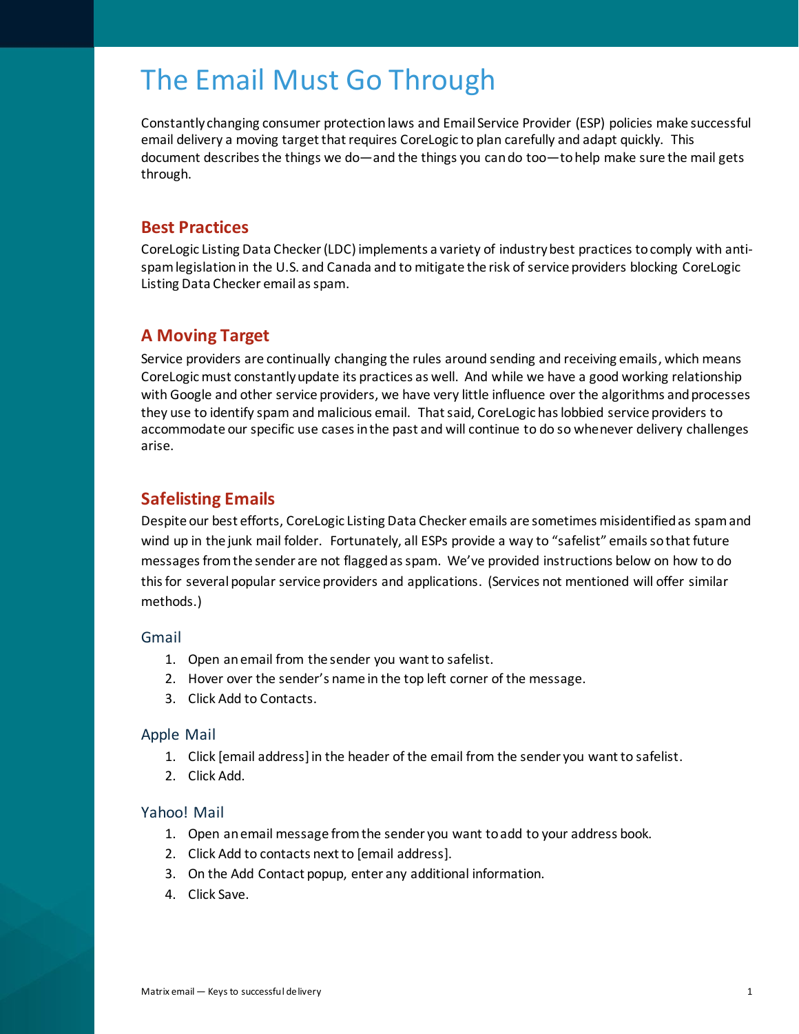# The Email Must Go Through

Constantly changing consumer protection laws and Email Service Provider (ESP) policies make successful email delivery a moving target that requires CoreLogic to plan carefully and adapt quickly. This document describes the things we do—and the things you can do too—to help make sure the mail gets through.

## Best Practices

CoreLogic Listing Data Checker (LDC) implements a variety of industry best practices to comply with anti-spam legislation in the U.S. and Canada and to mitigate the risk of service providers blocking CoreLogic Listing Data Checker email as spam.

## A Moving Target

Service providers are continually changing the rules around sending and receiving emails, which means CoreLogic must constantly update its practices as well. And while we have a good working relationship with Google and other service providers, we have very little influence over the algorithms and processes they use to identify spam and malicious email. That said, CoreLogic has lobbied service providers to accommodate our specific use cases in the past and will continue to do so whenever delivery challenges arise.

## Safelisting Emails

Despite our best efforts, CoreLogic Listing Data Checker emails are sometimes misidentified as spam and wind up in the junk mail folder. Fortunately, all ESPs provide a way to "safelist" emails so that future messages from the sender are not flagged as spam. We've provided instructions below on how to do this for several popular service providers and applications. (Services not mentioned will offer similar methods.)

### Gmail

1. Open an email from the sender you want to safelist.
2. Hover over the sender's name in the top left corner of the message.
3. Click Add to Contacts.

### Apple Mail

1. Click [email address] in the header of the email from the sender you want to safelist.
2. Click Add.

### Yahoo! Mail

1. Open an email message from the sender you want to add to your address book.
2. Click Add to contacts next to [email address].
3. On the Add Contact popup, enter any additional information.
4. Click Save.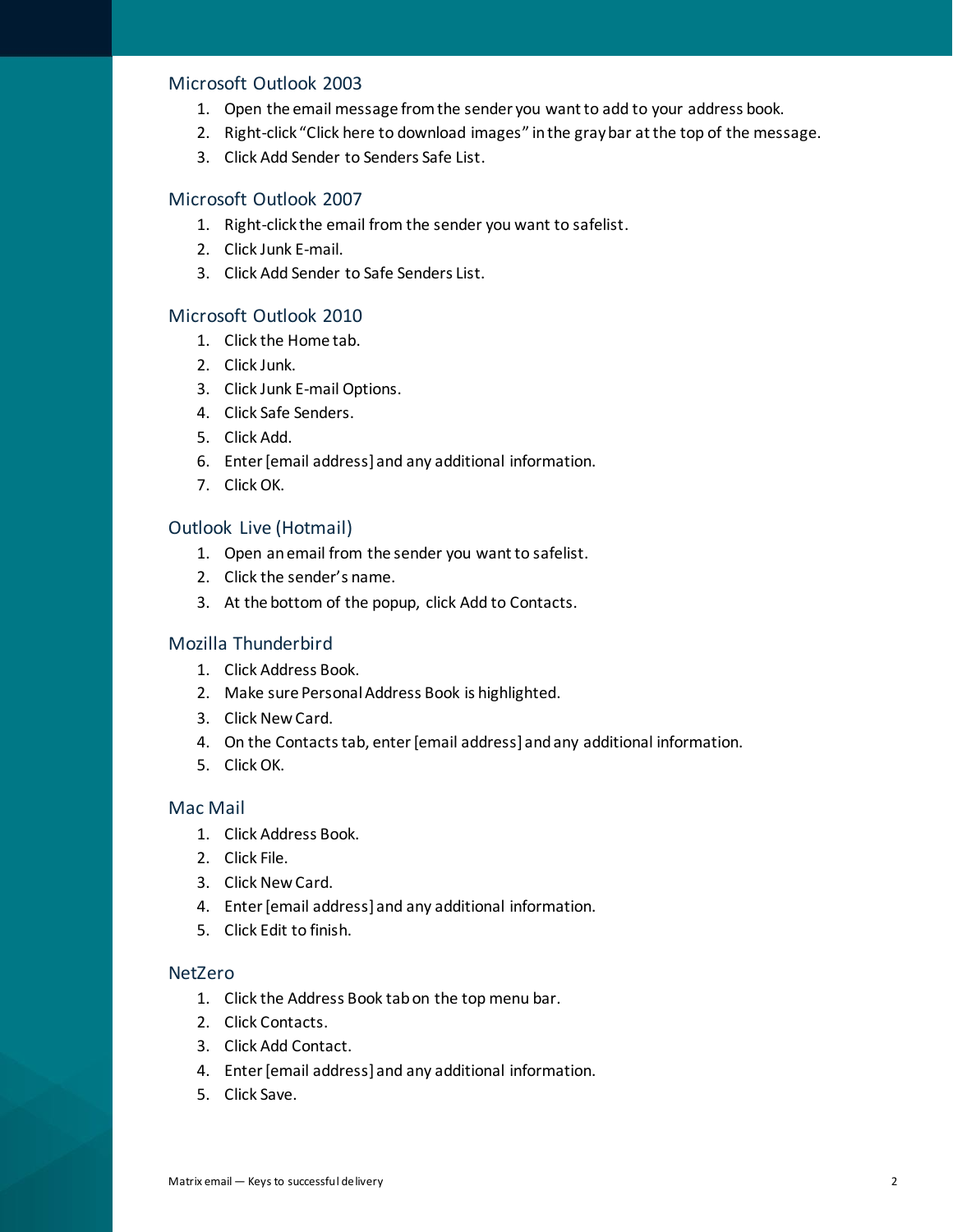## Microsoft Outlook 2003

1. Open the email message from the sender you want to add to your address book.
2. Right-click "Click here to download images" in the gray bar at the top of the message.
3. Click Add Sender to Senders Safe List.

## Microsoft Outlook 2007

1. Right-click the email from the sender you want to safelist.
2. Click Junk E-mail.
3. Click Add Sender to Safe Senders List.

## Microsoft Outlook 2010

1. Click the Home tab.
2. Click Junk.
3. Click Junk E-mail Options.
4. Click Safe Senders.
5. Click Add.
6. Enter [email address] and any additional information.
7. Click OK.

## Outlook Live (Hotmail)

1. Open an email from the sender you want to safelist.
2. Click the sender's name.
3. At the bottom of the popup, click Add to Contacts.

## Mozilla Thunderbird

1. Click Address Book.
2. Make sure Personal Address Book is highlighted.
3. Click New Card.
4. On the Contacts tab, enter [email address] and any additional information.
5. Click OK.

## Mac Mail

1. Click Address Book.
2. Click File.
3. Click New Card.
4. Enter [email address] and any additional information.
5. Click Edit to finish.

## NetZero

1. Click the Address Book tab on the top menu bar.
2. Click Contacts.
3. Click Add Contact.
4. Enter [email address] and any additional information.
5. Click Save.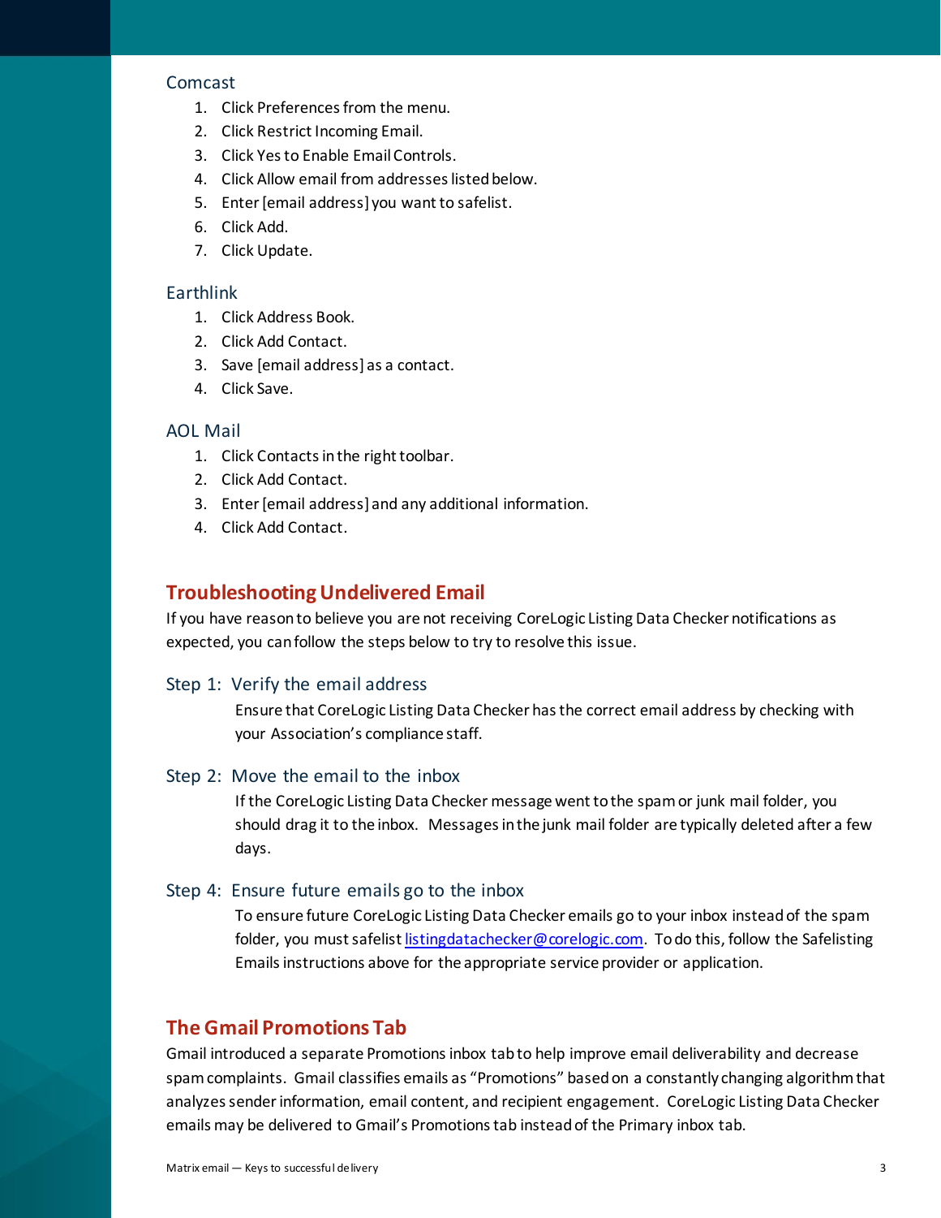### Comcast

1. Click Preferences from the menu.
2. Click Restrict Incoming Email.
3. Click Yes to Enable Email Controls.
4. Click Allow email from addresses listed below.
5. Enter [email address] you want to safelist.
6. Click Add.
7. Click Update.

### Earthlink

1. Click Address Book.
2. Click Add Contact.
3. Save [email address] as a contact.
4. Click Save.

### AOL Mail

1. Click Contacts in the right toolbar.
2. Click Add Contact.
3. Enter [email address] and any additional information.
4. Click Add Contact.

## Troubleshooting Undelivered Email

If you have reason to believe you are not receiving CoreLogic Listing Data Checker notifications as expected, you can follow the steps below to try to resolve this issue.

### Step 1: Verify the email address

Ensure that CoreLogic Listing Data Checker has the correct email address by checking with your Association's compliance staff.

### Step 2: Move the email to the inbox

If the CoreLogic Listing Data Checker message went to the spam or junk mail folder, you should drag it to the inbox. Messages in the junk mail folder are typically deleted after a few days.

### Step 4: Ensure future emails go to the inbox

To ensure future CoreLogic Listing Data Checker emails go to your inbox instead of the spam folder, you must safelist listingdatachecker@corelogic.com. To do this, follow the Safelisting Emails instructions above for the appropriate service provider or application.

## The Gmail Promotions Tab

Gmail introduced a separate Promotions inbox tab to help improve email deliverability and decrease spam complaints. Gmail classifies emails as "Promotions" based on a constantly changing algorithm that analyzes sender information, email content, and recipient engagement. CoreLogic Listing Data Checker emails may be delivered to Gmail's Promotions tab instead of the Primary inbox tab.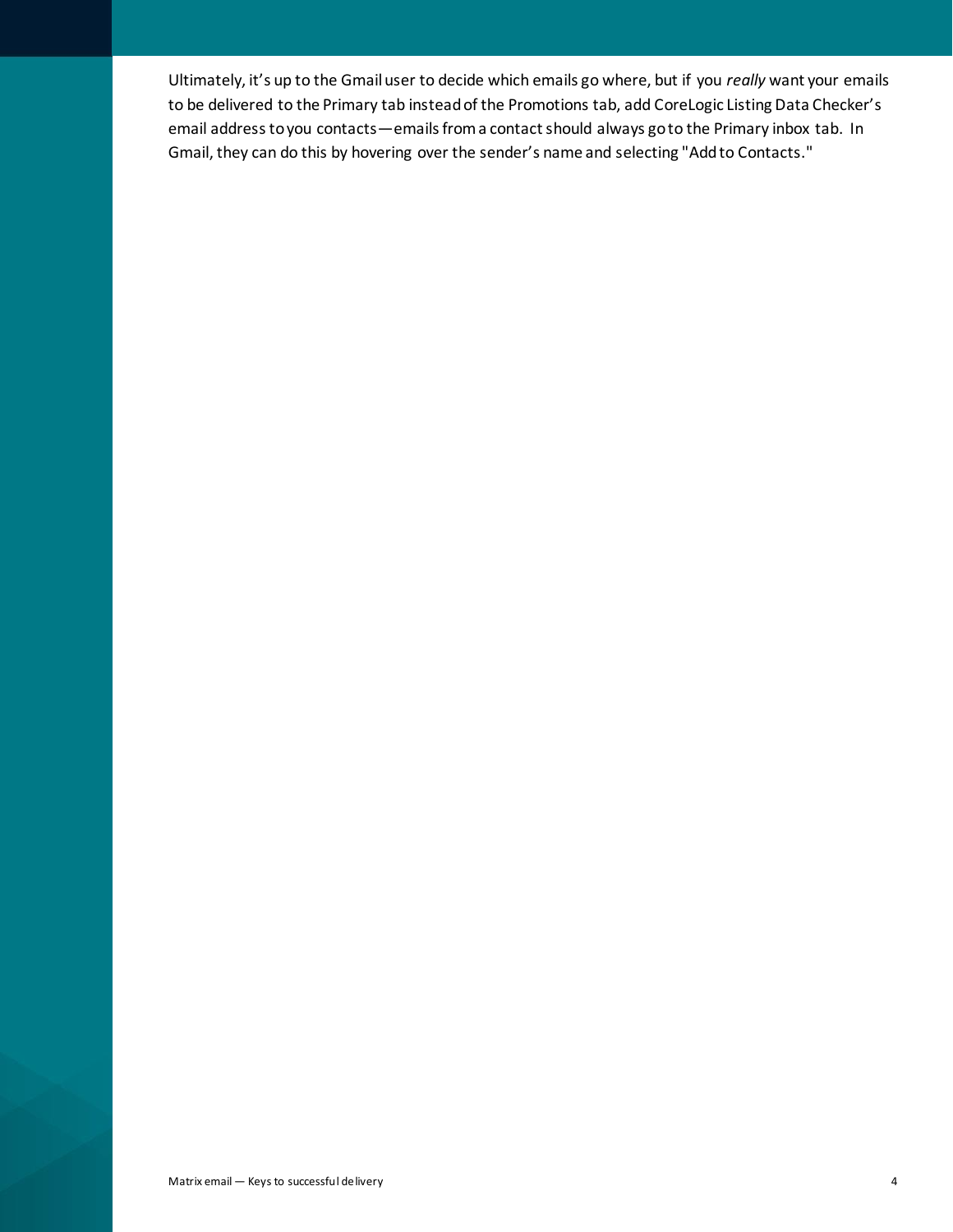Ultimately, it’s up to the Gmail user to decide which emails go where, but if you *really* want your emails to be delivered to the Primary tab instead of the Promotions tab, add CoreLogic Listing Data Checker’s email address to you contacts—emails from a contact should always go to the Primary inbox tab. In Gmail, they can do this by hovering over the sender’s name and selecting "Add to Contacts."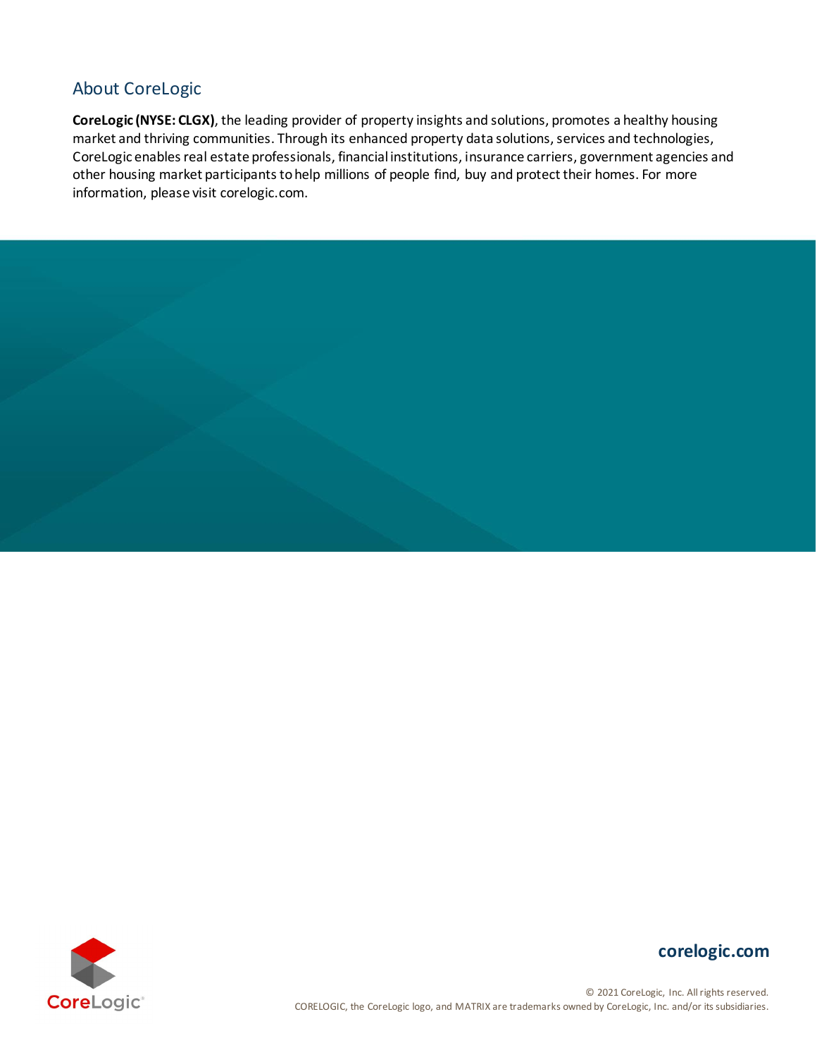## About CoreLogic

**CoreLogic (NYSE: CLGX)**, the leading provider of property insights and solutions, promotes a healthy housing market and thriving communities. Through its enhanced property data solutions, services and technologies, CoreLogic enables real estate professionals, financial institutions, insurance carriers, government agencies and other housing market participants to help millions of people find, buy and protect their homes. For more information, please visit corelogic.com.

CoreLogic®

**corelogic.com**

© 2021 CoreLogic, Inc. All rights reserved.
CORELOGIC, the CoreLogic logo, and MATRIX are trademarks owned by CoreLogic, Inc. and/or its subsidiaries.